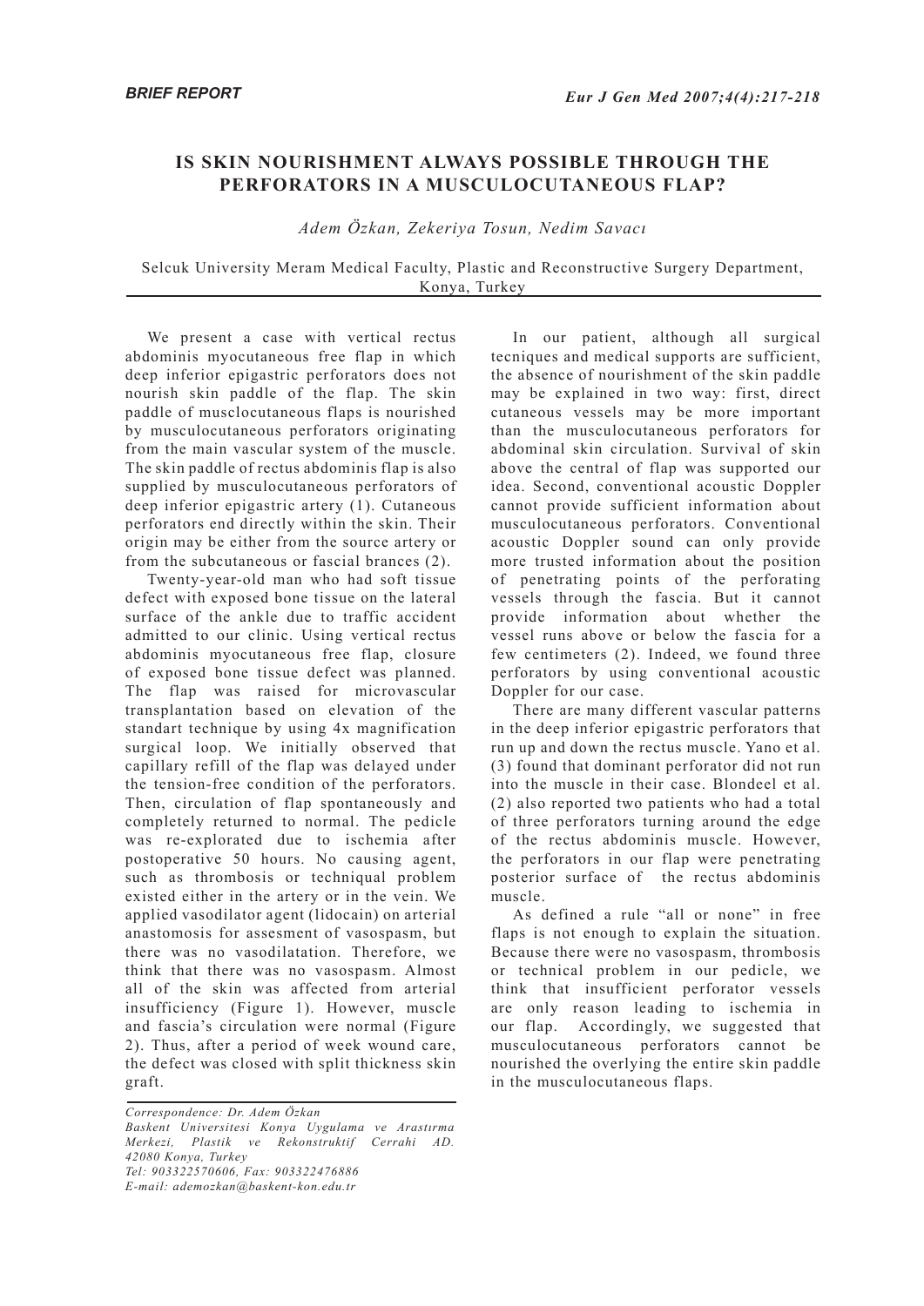**BRIEF REPORT**

# IS SKIN NOURISHMENT ALWAYS POSSIBLE THROUGH THE PERFORATORS IN A MUSCULOCUTANEOUS FLAP?

*Adem Özkan, Zekeriya Tosun, Nedim Savacı*

Selcuk University Meram Medical Faculty, Plastic and Reconstructive Surgery Department, Konya, Turkey

We present a case with vertical rectus abdominis myocutaneous free flap in which deep inferior epigastric perforators does not nourish skin paddle of the flap. The skin paddle of musclocutaneous flaps is nourished by musculocutaneous perforators originating from the main vascular system of the muscle. The skin paddle of rectus abdominis flap is also supplied by musculocutaneous perforators of deep inferior epigastric artery (1). Cutaneous perforators end directly within the skin. Their origin may be either from the source artery or from the subcutaneous or fascial brances (2).

Twenty-year-old man who had soft tissue defect with exposed bone tissue on the lateral surface of the ankle due to traffic accident admitted to our clinic. Using vertical rectus abdominis myocutaneous free flap, closure of exposed bone tissue defect was planned. The flap was raised for microvascular transplantation based on elevation of the standart technique by using 4x magnification surgical loop. We initially observed that capillary refill of the flap was delayed under the tension-free condition of the perforators. Then, circulation of flap spontaneously and completely returned to normal. The pedicle was re-explorated due to ischemia after postoperative 50 hours. No causing agent, such as thrombosis or techniqual problem existed either in the artery or in the vein. We applied vasodilator agent (lidocain) on arterial anastomosis for assesment of vasospasm, but there was no vasodilatation. Therefore, we think that there was no vasospasm. Almost all of the skin was affected from arterial insufficiency (Figure 1). However, muscle and fascia's circulation were normal (Figure 2). Thus, after a period of week wound care, the defect was closed with split thickness skin graft.

In our patient, although all surgical tecniques and medical supports are sufficient, the absence of nourishment of the skin paddle may be explained in two way: first, direct cutaneous vessels may be more important than the musculocutaneous perforators for abdominal skin circulation. Survival of skin above the central of flap was supported our idea. Second, conventional acoustic Doppler cannot provide sufficient information about musculocutaneous perforators. Conventional acoustic Doppler sound can only provide more trusted information about the position of penetrating points of the perforating vessels through the fascia. But it cannot provide information about whether the vessel runs above or below the fascia for a few centimeters (2). Indeed, we found three perforators by using conventional acoustic Doppler for our case.

There are many different vascular patterns in the deep inferior epigastric perforators that run up and down the rectus muscle. Yano et al. (3) found that dominant perforator did not run into the muscle in their case. Blondeel et al. (2) also reported two patients who had a total of three perforators turning around the edge of the rectus abdominis muscle. However, the perforators in our flap were penetrating posterior surface of the rectus abdominis muscle.

As defined a rule "all or none" in free flaps is not enough to explain the situation. Because there were no vasospasm, thrombosis or technical problem in our pedicle, we think that insufficient perforator vessels are only reason leading to ischemia in our flap. Accordingly, we suggested that musculocutaneous perforators cannot be nourished the overlying the entire skin paddle in the musculocutaneous flaps.

*Correspondence: Dr. Adem Özkan*
*Baskent Universitesi Konya Uygulama ve Arastırma Merkezi, Plastik ve Rekonstruktif Cerrahi AD. 42080 Konya, Turkey*
*Tel: 903322570606, Fax: 903322476886*
*E-mail: ademozkan@baskent-kon.edu.tr*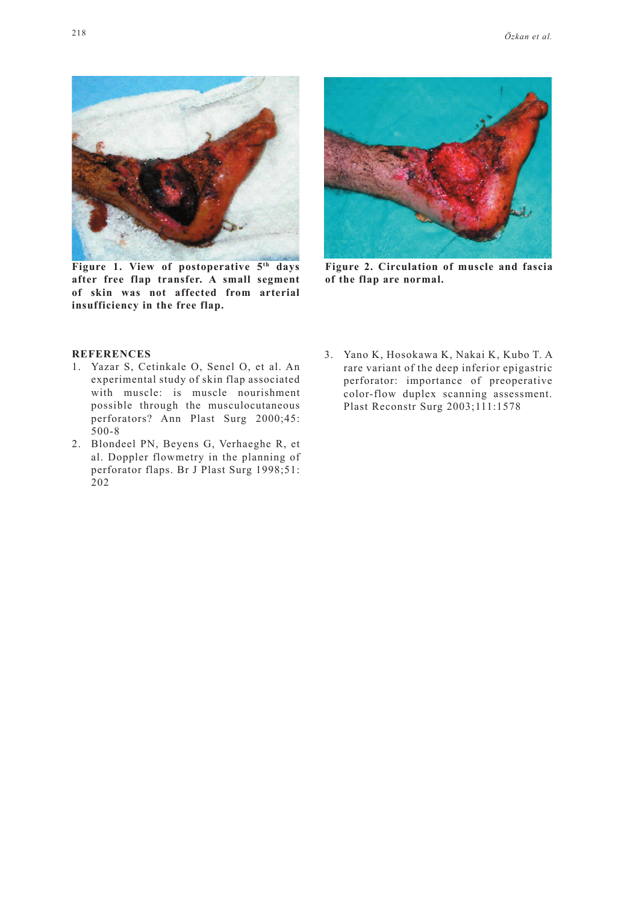**Figure 1. View of postoperative 5th days after free flap transfer. A small segment of skin was not affected from arterial insufficiency in the free flap.**

**Figure 2. Circulation of muscle and fascia of the flap are normal.**

## REFERENCES

1. Yazar S, Cetinkale O, Senel O, et al. An experimental study of skin flap associated with muscle: is muscle nourishment possible through the musculocutaneous perforators? Ann Plast Surg 2000;45: 500-8
2. Blondeel PN, Beyens G, Verhaeghe R, et al. Doppler flowmetry in the planning of perforator flaps. Br J Plast Surg 1998;51: 202
3. Yano K, Hosokawa K, Nakai K, Kubo T. A rare variant of the deep inferior epigastric perforator: importance of preoperative color-flow duplex scanning assessment. Plast Reconstr Surg 2003;111:1578